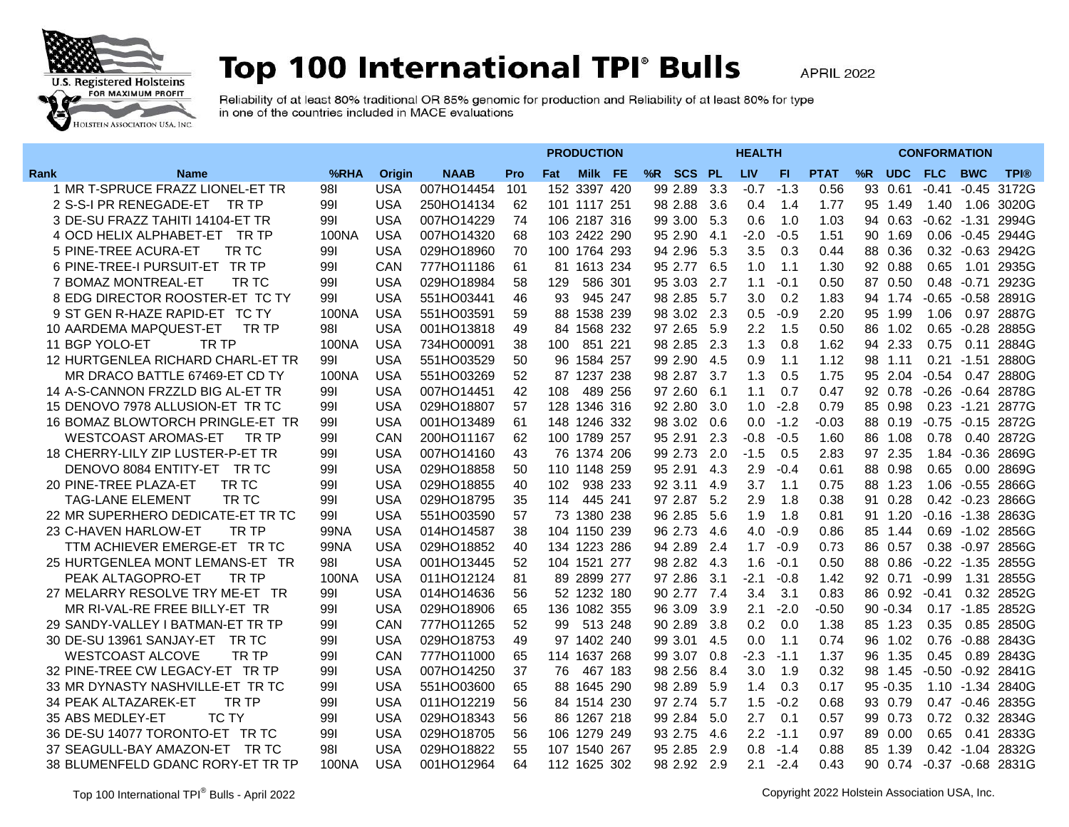U.S. Registered Holsteins FOR MAXIMUM PROFIT
HOLSTEIN ASSOCIATION USA, INC.

# Top 100 International TPI® Bulls

APRIL 2022

Reliability of at least 80% traditional OR 85% genomic for production and Reliability of at least 80% for type in one of the countries included in MACE evaluations

| | | | | | PRODUCTION | | | | HEALTH | | | | | | CONFORMATION | | | | |
|---|---|---|---|---|---|---|---|---|---|---|---|---|---|---|---|---|---|---|---|
| Rank | Name | %RHA | Origin | NAAB | Pro | Fat | Milk | FE | %R | SCS | PL | LIV | FI | PTAT | %R | UDC | FLC | BWC | TPI® |
| 1 | MR T-SPRUCE FRAZZ LIONEL-ET TR | 98I | USA | 007HO14454 | 101 | 152 | 3397 | 420 | 99 | 2.89 | 3.3 | -0.7 | -1.3 | 0.56 | 93 | 0.61 | -0.41 | -0.45 | 3172G |
| 2 | S-S-I PR RENEGADE-ET TR TP | 99I | USA | 250HO14134 | 62 | 101 | 1117 | 251 | 98 | 2.88 | 3.6 | 0.4 | 1.4 | 1.77 | 95 | 1.49 | 1.40 | 1.06 | 3020G |
| 3 | DE-SU FRAZZ TAHITI 14104-ET TR | 99I | USA | 007HO14229 | 74 | 106 | 2187 | 316 | 99 | 3.00 | 5.3 | 0.6 | 1.0 | 1.03 | 94 | 0.63 | -0.62 | -1.31 | 2994G |
| 4 | OCD HELIX ALPHABET-ET TR TP | 100NA | USA | 007HO14320 | 68 | 103 | 2422 | 290 | 95 | 2.90 | 4.1 | -2.0 | -0.5 | 1.51 | 90 | 1.69 | 0.06 | -0.45 | 2944G |
| 5 | PINE-TREE ACURA-ET TR TC | 99I | USA | 029HO18960 | 70 | 100 | 1764 | 293 | 94 | 2.96 | 5.3 | 3.5 | 0.3 | 0.44 | 88 | 0.36 | 0.32 | -0.63 | 2942G |
| 6 | PINE-TREE-I PURSUIT-ET TR TP | 99I | CAN | 777HO11186 | 61 | 81 | 1613 | 234 | 95 | 2.77 | 6.5 | 1.0 | 1.1 | 1.30 | 92 | 0.88 | 0.65 | 1.01 | 2935G |
| 7 | BOMAZ MONTREAL-ET TR TC | 99I | USA | 029HO18984 | 58 | 129 | 586 | 301 | 95 | 3.03 | 2.7 | 1.1 | -0.1 | 0.50 | 87 | 0.50 | 0.48 | -0.71 | 2923G |
| 8 | EDG DIRECTOR ROOSTER-ET TC TY | 99I | USA | 551HO03441 | 46 | 93 | 945 | 247 | 98 | 2.85 | 5.7 | 3.0 | 0.2 | 1.83 | 94 | 1.74 | -0.65 | -0.58 | 2891G |
| 9 | ST GEN R-HAZE RAPID-ET TC TY | 100NA | USA | 551HO03591 | 59 | 88 | 1538 | 239 | 98 | 3.02 | 2.3 | 0.5 | -0.9 | 2.20 | 95 | 1.99 | 1.06 | 0.97 | 2887G |
| 10 | AARDEMA MAPQUEST-ET TR TP | 98I | USA | 001HO13818 | 49 | 84 | 1568 | 232 | 97 | 2.65 | 5.9 | 2.2 | 1.5 | 0.50 | 86 | 1.02 | 0.65 | -0.28 | 2885G |
| 11 | BGP YOLO-ET TR TP | 100NA | USA | 734HO00091 | 38 | 100 | 851 | 221 | 98 | 2.85 | 2.3 | 1.3 | 0.8 | 1.62 | 94 | 2.33 | 0.75 | 0.11 | 2884G |
| 12 | HURTGENLEA RICHARD CHARL-ET TR | 99I | USA | 551HO03529 | 50 | 96 | 1584 | 257 | 99 | 2.90 | 4.5 | 0.9 | 1.1 | 1.12 | 98 | 1.11 | 0.21 | -1.51 | 2880G |
| | MR DRACO BATTLE 67469-ET CD TY | 100NA | USA | 551HO03269 | 52 | 87 | 1237 | 238 | 98 | 2.87 | 3.7 | 1.3 | 0.5 | 1.75 | 95 | 2.04 | -0.54 | 0.47 | 2880G |
| 14 | A-S-CANNON FRZZLD BIG AL-ET TR | 99I | USA | 007HO14451 | 42 | 108 | 489 | 256 | 97 | 2.60 | 6.1 | 1.1 | 0.7 | 0.47 | 92 | 0.78 | -0.26 | -0.64 | 2878G |
| 15 | DENOVO 7978 ALLUSION-ET TR TC | 99I | USA | 029HO18807 | 57 | 128 | 1346 | 316 | 92 | 2.80 | 3.0 | 1.0 | -2.8 | 0.79 | 85 | 0.98 | 0.23 | -1.21 | 2877G |
| 16 | BOMAZ BLOWTORCH PRINGLE-ET TR | 99I | USA | 001HO13489 | 61 | 148 | 1246 | 332 | 98 | 3.02 | 0.6 | 0.0 | -1.2 | -0.03 | 88 | 0.19 | -0.75 | -0.15 | 2872G |
| | WESTCOAST AROMAS-ET TR TP | 99I | CAN | 200HO11167 | 62 | 100 | 1789 | 257 | 95 | 2.91 | 2.3 | -0.8 | -0.5 | 1.60 | 86 | 1.08 | 0.78 | 0.40 | 2872G |
| 18 | CHERRY-LILY ZIP LUSTER-P-ET TR | 99I | USA | 007HO14160 | 43 | 76 | 1374 | 206 | 99 | 2.73 | 2.0 | -1.5 | 0.5 | 2.83 | 97 | 2.35 | 1.84 | -0.36 | 2869G |
| | DENOVO 8084 ENTITY-ET TR TC | 99I | USA | 029HO18858 | 50 | 110 | 1148 | 259 | 95 | 2.91 | 4.3 | 2.9 | -0.4 | 0.61 | 88 | 0.98 | 0.65 | 0.00 | 2869G |
| 20 | PINE-TREE PLAZA-ET TR TC | 99I | USA | 029HO18855 | 40 | 102 | 938 | 233 | 92 | 3.11 | 4.9 | 3.7 | 1.1 | 0.75 | 88 | 1.23 | 1.06 | -0.55 | 2866G |
| | TAG-LANE ELEMENT TR TC | 99I | USA | 029HO18795 | 35 | 114 | 445 | 241 | 97 | 2.87 | 5.2 | 2.9 | 1.8 | 0.38 | 91 | 0.28 | 0.42 | -0.23 | 2866G |
| 22 | MR SUPERHERO DEDICATE-ET TR TC | 99I | USA | 551HO03590 | 57 | 73 | 1380 | 238 | 96 | 2.85 | 5.6 | 1.9 | 1.8 | 0.81 | 91 | 1.20 | -0.16 | -1.38 | 2863G |
| 23 | C-HAVEN HARLOW-ET TR TP | 99NA | USA | 014HO14587 | 38 | 104 | 1150 | 239 | 96 | 2.73 | 4.6 | 4.0 | -0.9 | 0.86 | 85 | 1.44 | 0.69 | -1.02 | 2856G |
| | TTM ACHIEVER EMERGE-ET TR TC | 99NA | USA | 029HO18852 | 40 | 134 | 1223 | 286 | 94 | 2.89 | 2.4 | 1.7 | -0.9 | 0.73 | 86 | 0.57 | 0.38 | -0.97 | 2856G |
| 25 | HURTGENLEA MONT LEMANS-ET TR | 98I | USA | 001HO13445 | 52 | 104 | 1521 | 277 | 98 | 2.82 | 4.3 | 1.6 | -0.1 | 0.50 | 88 | 0.86 | -0.22 | -1.35 | 2855G |
| | PEAK ALTAGOPRO-ET TR TP | 100NA | USA | 011HO12124 | 81 | 89 | 2899 | 277 | 97 | 2.86 | 3.1 | -2.1 | -0.8 | 1.42 | 92 | 0.71 | -0.99 | 1.31 | 2855G |
| 27 | MELARRY RESOLVE TRY ME-ET TR | 99I | USA | 014HO14636 | 56 | 52 | 1232 | 180 | 90 | 2.77 | 7.4 | 3.4 | 3.1 | 0.83 | 86 | 0.92 | -0.41 | 0.32 | 2852G |
| | MR RI-VAL-RE FREE BILLY-ET TR | 99I | USA | 029HO18906 | 65 | 136 | 1082 | 355 | 96 | 3.09 | 3.9 | 2.1 | -2.0 | -0.50 | 90 | -0.34 | 0.17 | -1.85 | 2852G |
| 29 | SANDY-VALLEY I BATMAN-ET TR TP | 99I | CAN | 777HO11265 | 52 | 99 | 513 | 248 | 90 | 2.89 | 3.8 | 0.2 | 0.0 | 1.38 | 85 | 1.23 | 0.35 | 0.85 | 2850G |
| 30 | DE-SU 13961 SANJAY-ET TR TC | 99I | USA | 029HO18753 | 49 | 97 | 1402 | 240 | 99 | 3.01 | 4.5 | 0.0 | 1.1 | 0.74 | 96 | 1.02 | 0.76 | -0.88 | 2843G |
| | WESTCOAST ALCOVE TR TP | 99I | CAN | 777HO11000 | 65 | 114 | 1637 | 268 | 99 | 3.07 | 0.8 | -2.3 | -1.1 | 1.37 | 96 | 1.35 | 0.45 | 0.89 | 2843G |
| 32 | PINE-TREE CW LEGACY-ET TR TP | 99I | USA | 007HO14250 | 37 | 76 | 467 | 183 | 98 | 2.56 | 8.4 | 3.0 | 1.9 | 0.32 | 98 | 1.45 | -0.50 | -0.92 | 2841G |
| 33 | MR DYNASTY NASHVILLE-ET TR TC | 99I | USA | 551HO03600 | 65 | 88 | 1645 | 290 | 98 | 2.89 | 5.9 | 1.4 | 0.3 | 0.17 | 95 | -0.35 | 1.10 | -1.34 | 2840G |
| 34 | PEAK ALTAZAREK-ET TR TP | 99I | USA | 011HO12219 | 56 | 84 | 1514 | 230 | 97 | 2.74 | 5.7 | 1.5 | -0.2 | 0.68 | 93 | 0.79 | 0.47 | -0.46 | 2835G |
| 35 | ABS MEDLEY-ET TC TY | 99I | USA | 029HO18343 | 56 | 86 | 1267 | 218 | 99 | 2.84 | 5.0 | 2.7 | 0.1 | 0.57 | 99 | 0.73 | 0.72 | 0.32 | 2834G |
| 36 | DE-SU 14077 TORONTO-ET TR TC | 99I | USA | 029HO18705 | 56 | 106 | 1279 | 249 | 93 | 2.75 | 4.6 | 2.2 | -1.1 | 0.97 | 89 | 0.00 | 0.65 | 0.41 | 2833G |
| 37 | SEAGULL-BAY AMAZON-ET TR TC | 98I | USA | 029HO18822 | 55 | 107 | 1540 | 267 | 95 | 2.85 | 2.9 | 0.8 | -1.4 | 0.88 | 85 | 1.39 | 0.42 | -1.04 | 2832G |
| 38 | BLUMENFELD GDANC RORY-ET TR TP | 100NA | USA | 001HO12964 | 64 | 112 | 1625 | 302 | 98 | 2.92 | 2.9 | 2.1 | -2.4 | 0.43 | 90 | 0.74 | -0.37 | -0.68 | 2831G |

Top 100 International TPI® Bulls - April 2022

Copyright 2022 Holstein Association USA, Inc.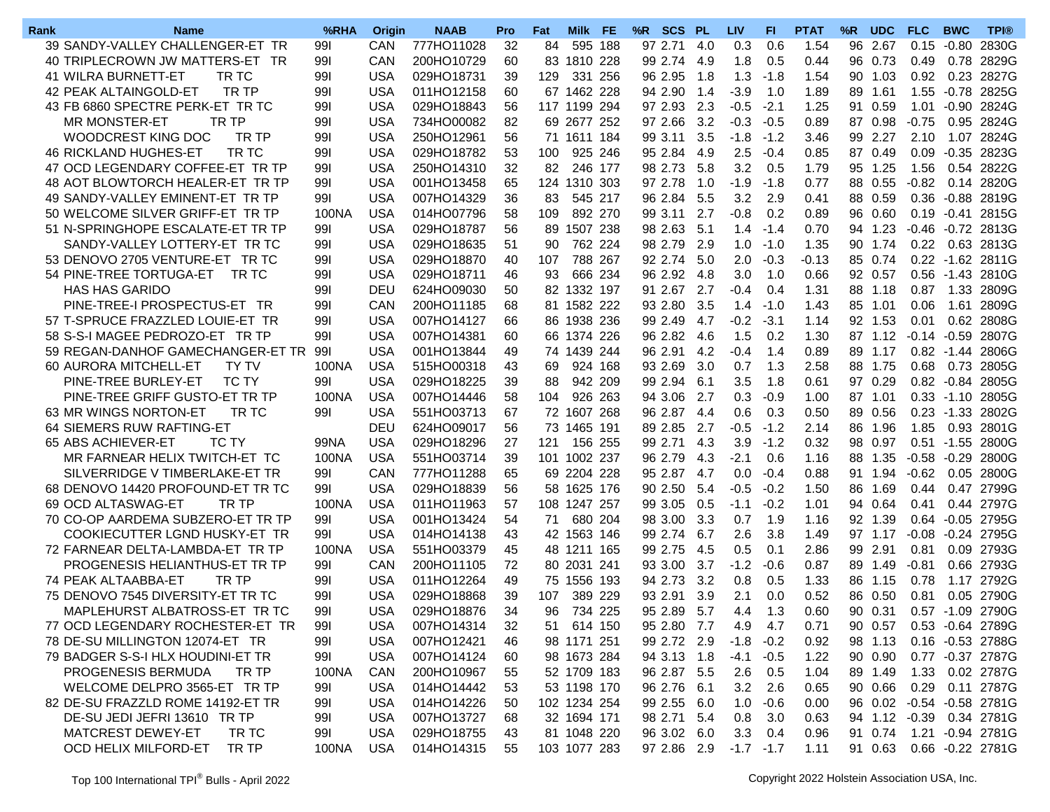| Rank | Name | %RHA | Origin | NAAB | Pro | Fat | Milk | FE | %R | SCS | PL | LIV | FI | PTAT | %R | UDC | FLC | BWC | TPI® |
|---|---|---|---|---|---|---|---|---|---|---|---|---|---|---|---|---|---|---|---|
| 39 | SANDY-VALLEY CHALLENGER-ET TR | 99I | CAN | 777HO11028 | 32 | 84 | 595 | 188 | 97 | 2.71 | 4.0 | 0.3 | 0.6 | 1.54 | 96 | 2.67 | 0.15 | -0.80 | 2830G |
| 40 | TRIPLECROWN JW MATTERS-ET TR | 99I | CAN | 200HO10729 | 60 | 83 | 1810 | 228 | 99 | 2.74 | 4.9 | 1.8 | 0.5 | 0.44 | 96 | 0.73 | 0.49 | 0.78 | 2829G |
| 41 | WILRA BURNETT-ET TR TC | 99I | USA | 029HO18731 | 39 | 129 | 331 | 256 | 96 | 2.95 | 1.8 | 1.3 | -1.8 | 1.54 | 90 | 1.03 | 0.92 | 0.23 | 2827G |
| 42 | PEAK ALTAINGOLD-ET TR TP | 99I | USA | 011HO12158 | 60 | 67 | 1462 | 228 | 94 | 2.90 | 1.4 | -3.9 | 1.0 | 1.89 | 89 | 1.61 | 1.55 | -0.78 | 2825G |
| 43 | FB 6860 SPECTRE PERK-ET TR TC | 99I | USA | 029HO18843 | 56 | 117 | 1199 | 294 | 97 | 2.93 | 2.3 | -0.5 | -2.1 | 1.25 | 91 | 0.59 | 1.01 | -0.90 | 2824G |
| | MR MONSTER-ET TR TP | 99I | USA | 734HO00082 | 82 | 69 | 2677 | 252 | 97 | 2.66 | 3.2 | -0.3 | -0.5 | 0.89 | 87 | 0.98 | -0.75 | 0.95 | 2824G |
| | WOODCREST KING DOC TR TP | 99I | USA | 250HO12961 | 56 | 71 | 1611 | 184 | 99 | 3.11 | 3.5 | -1.8 | -1.2 | 3.46 | 99 | 2.27 | 2.10 | 1.07 | 2824G |
| 46 | RICKLAND HUGHES-ET TR TC | 99I | USA | 029HO18782 | 53 | 100 | 925 | 246 | 95 | 2.84 | 4.9 | 2.5 | -0.4 | 0.85 | 87 | 0.49 | 0.09 | -0.35 | 2823G |
| 47 | OCD LEGENDARY COFFEE-ET TR TP | 99I | USA | 250HO14310 | 32 | 82 | 246 | 177 | 98 | 2.73 | 5.8 | 3.2 | 0.5 | 1.79 | 95 | 1.25 | 1.56 | 0.54 | 2822G |
| 48 | AOT BLOWTORCH HEALER-ET TR TP | 99I | USA | 001HO13458 | 65 | 124 | 1310 | 303 | 97 | 2.78 | 1.0 | -1.9 | -1.8 | 0.77 | 88 | 0.55 | -0.82 | 0.14 | 2820G |
| 49 | SANDY-VALLEY EMINENT-ET TR TP | 99I | USA | 007HO14329 | 36 | 83 | 545 | 217 | 96 | 2.84 | 5.5 | 3.2 | 2.9 | 0.41 | 88 | 0.59 | 0.36 | -0.88 | 2819G |
| 50 | WELCOME SILVER GRIFF-ET TR TP | 100NA | USA | 014HO07796 | 58 | 109 | 892 | 270 | 99 | 3.11 | 2.7 | -0.8 | 0.2 | 0.89 | 96 | 0.60 | 0.19 | -0.41 | 2815G |
| 51 | N-SPRINGHOPE ESCALATE-ET TR TP | 99I | USA | 029HO18787 | 56 | 89 | 1507 | 238 | 98 | 2.63 | 5.1 | 1.4 | -1.4 | 0.70 | 94 | 1.23 | -0.46 | -0.72 | 2813G |
| | SANDY-VALLEY LOTTERY-ET TR TC | 99I | USA | 029HO18635 | 51 | 90 | 762 | 224 | 98 | 2.79 | 2.9 | 1.0 | -1.0 | 1.35 | 90 | 1.74 | 0.22 | 0.63 | 2813G |
| 53 | DENOVO 2705 VENTURE-ET TR TC | 99I | USA | 029HO18870 | 40 | 107 | 788 | 267 | 92 | 2.74 | 5.0 | 2.0 | -0.3 | -0.13 | 85 | 0.74 | 0.22 | -1.62 | 2811G |
| 54 | PINE-TREE TORTUGA-ET TR TC | 99I | USA | 029HO18711 | 46 | 93 | 666 | 234 | 96 | 2.92 | 4.8 | 3.0 | 1.0 | 0.66 | 92 | 0.57 | 0.56 | -1.43 | 2810G |
| | HAS HAS GARIDO | 99I | DEU | 624HO09030 | 50 | 82 | 1332 | 197 | 91 | 2.67 | 2.7 | -0.4 | 0.4 | 1.31 | 88 | 1.18 | 0.87 | 1.33 | 2809G |
| | PINE-TREE-I PROSPECTUS-ET TR | 99I | CAN | 200HO11185 | 68 | 81 | 1582 | 222 | 93 | 2.80 | 3.5 | 1.4 | -1.0 | 1.43 | 85 | 1.01 | 0.06 | 1.61 | 2809G |
| 57 | T-SPRUCE FRAZZLED LOUIE-ET TR | 99I | USA | 007HO14127 | 66 | 86 | 1938 | 236 | 99 | 2.49 | 4.7 | -0.2 | -3.1 | 1.14 | 92 | 1.53 | 0.01 | 0.62 | 2808G |
| 58 | S-S-I MAGEE PEDROZO-ET TR TP | 99I | USA | 007HO14381 | 60 | 66 | 1374 | 226 | 96 | 2.82 | 4.6 | 1.5 | 0.2 | 1.30 | 87 | 1.12 | -0.14 | -0.59 | 2807G |
| 59 | REGAN-DANHOF GAMECHANGER-ET TR | 99I | USA | 001HO13844 | 49 | 74 | 1439 | 244 | 96 | 2.91 | 4.2 | -0.4 | 1.4 | 0.89 | 89 | 1.17 | 0.82 | -1.44 | 2806G |
| 60 | AURORA MITCHELL-ET TY TV | 100NA | USA | 515HO00318 | 43 | 69 | 924 | 168 | 93 | 2.69 | 3.0 | 0.7 | 1.3 | 2.58 | 88 | 1.75 | 0.68 | 0.73 | 2805G |
| | PINE-TREE BURLEY-ET TC TY | 99I | USA | 029HO18225 | 39 | 88 | 942 | 209 | 99 | 2.94 | 6.1 | 3.5 | 1.8 | 0.61 | 97 | 0.29 | 0.82 | -0.84 | 2805G |
| | PINE-TREE GRIFF GUSTO-ET TR TP | 100NA | USA | 007HO14446 | 58 | 104 | 926 | 263 | 94 | 3.06 | 2.7 | 0.3 | -0.9 | 1.00 | 87 | 1.01 | 0.33 | -1.10 | 2805G |
| 63 | MR WINGS NORTON-ET TR TC | 99I | USA | 551HO03713 | 67 | 72 | 1607 | 268 | 96 | 2.87 | 4.4 | 0.6 | 0.3 | 0.50 | 89 | 0.56 | 0.23 | -1.33 | 2802G |
| 64 | SIEMERS RUW RAFTING-ET | | DEU | 624HO09017 | 56 | 73 | 1465 | 191 | 89 | 2.85 | 2.7 | -0.5 | -1.2 | 2.14 | 86 | 1.96 | 1.85 | 0.93 | 2801G |
| 65 | ABS ACHIEVER-ET TC TY | 99NA | USA | 029HO18296 | 27 | 121 | 156 | 255 | 99 | 2.71 | 4.3 | 3.9 | -1.2 | 0.32 | 98 | 0.97 | 0.51 | -1.55 | 2800G |
| | MR FARNEAR HELIX TWITCH-ET TC | 100NA | USA | 551HO03714 | 39 | 101 | 1002 | 237 | 96 | 2.79 | 4.3 | -2.1 | 0.6 | 1.16 | 88 | 1.35 | -0.58 | -0.29 | 2800G |
| | SILVERRIDGE V TIMBERLAKE-ET TR | 99I | CAN | 777HO11288 | 65 | 69 | 2204 | 228 | 95 | 2.87 | 4.7 | 0.0 | -0.4 | 0.88 | 91 | 1.94 | -0.62 | 0.05 | 2800G |
| 68 | DENOVO 14420 PROFOUND-ET TR TC | 99I | USA | 029HO18839 | 56 | 58 | 1625 | 176 | 90 | 2.50 | 5.4 | -0.5 | -0.2 | 1.50 | 86 | 1.69 | 0.44 | 0.47 | 2799G |
| 69 | OCD ALTASWAG-ET TR TP | 100NA | USA | 011HO11963 | 57 | 108 | 1247 | 257 | 99 | 3.05 | 0.5 | -1.1 | -0.2 | 1.01 | 94 | 0.64 | 0.41 | 0.44 | 2797G |
| 70 | CO-OP AARDEMA SUBZERO-ET TR TP | 99I | USA | 001HO13424 | 54 | 71 | 680 | 204 | 98 | 3.00 | 3.3 | 0.7 | 1.9 | 1.16 | 92 | 1.39 | 0.64 | -0.05 | 2795G |
| | COOKIECUTTER LGND HUSKY-ET TR | 99I | USA | 014HO14138 | 43 | 42 | 1563 | 146 | 99 | 2.74 | 6.7 | 2.6 | 3.8 | 1.49 | 97 | 1.17 | -0.08 | -0.24 | 2795G |
| 72 | FARNEAR DELTA-LAMBDA-ET TR TP | 100NA | USA | 551HO03379 | 45 | 48 | 1211 | 165 | 99 | 2.75 | 4.5 | 0.5 | 0.1 | 2.86 | 99 | 2.91 | 0.81 | 0.09 | 2793G |
| | PROGENESIS HELIANTHUS-ET TR TP | 99I | CAN | 200HO11105 | 72 | 80 | 2031 | 241 | 93 | 3.00 | 3.7 | -1.2 | -0.6 | 0.87 | 89 | 1.49 | -0.81 | 0.66 | 2793G |
| 74 | PEAK ALTAABBA-ET TR TP | 99I | USA | 011HO12264 | 49 | 75 | 1556 | 193 | 94 | 2.73 | 3.2 | 0.8 | 0.5 | 1.33 | 86 | 1.15 | 0.78 | 1.17 | 2792G |
| 75 | DENOVO 7545 DIVERSITY-ET TR TC | 99I | USA | 029HO18868 | 39 | 107 | 389 | 229 | 93 | 2.91 | 3.9 | 2.1 | 0.0 | 0.52 | 86 | 0.50 | 0.81 | 0.05 | 2790G |
| | MAPLEHURST ALBATROSS-ET TR TC | 99I | USA | 029HO18876 | 34 | 96 | 734 | 225 | 95 | 2.89 | 5.7 | 4.4 | 1.3 | 0.60 | 90 | 0.31 | 0.57 | -1.09 | 2790G |
| 77 | OCD LEGENDARY ROCHESTER-ET TR | 99I | USA | 007HO14314 | 32 | 51 | 614 | 150 | 95 | 2.80 | 7.7 | 4.9 | 4.7 | 0.71 | 90 | 0.57 | 0.53 | -0.64 | 2789G |
| 78 | DE-SU MILLINGTON 12074-ET TR | 99I | USA | 007HO12421 | 46 | 98 | 1171 | 251 | 99 | 2.72 | 2.9 | -1.8 | -0.2 | 0.92 | 98 | 1.13 | 0.16 | -0.53 | 2788G |
| 79 | BADGER S-S-I HLX HOUDINI-ET TR | 99I | USA | 007HO14124 | 60 | 98 | 1673 | 284 | 94 | 3.13 | 1.8 | -4.1 | -0.5 | 1.22 | 90 | 0.90 | 0.77 | -0.37 | 2787G |
| | PROGENESIS BERMUDA TR TP | 100NA | CAN | 200HO10967 | 55 | 52 | 1709 | 183 | 96 | 2.87 | 5.5 | 2.6 | 0.5 | 1.04 | 89 | 1.49 | 1.33 | 0.02 | 2787G |
| | WELCOME DELPRO 3565-ET TR TP | 99I | USA | 014HO14442 | 53 | 53 | 1198 | 170 | 96 | 2.76 | 6.1 | 3.2 | 2.6 | 0.65 | 90 | 0.66 | 0.29 | 0.11 | 2787G |
| 82 | DE-SU FRAZZLD ROME 14192-ET TR | 99I | USA | 014HO14226 | 50 | 102 | 1234 | 254 | 99 | 2.55 | 6.0 | 1.0 | -0.6 | 0.00 | 96 | 0.02 | -0.54 | -0.58 | 2781G |
| | DE-SU JEDI JEFRI 13610 TR TP | 99I | USA | 007HO13727 | 68 | 32 | 1694 | 171 | 98 | 2.71 | 5.4 | 0.8 | 3.0 | 0.63 | 94 | 1.12 | -0.39 | 0.34 | 2781G |
| | MATCREST DEWEY-ET TR TC | 99I | USA | 029HO18755 | 43 | 81 | 1048 | 220 | 96 | 3.02 | 6.0 | 3.3 | 0.4 | 0.96 | 91 | 0.74 | 1.21 | -0.94 | 2781G |
| | OCD HELIX MILFORD-ET TR TP | 100NA | USA | 014HO14315 | 55 | 103 | 1077 | 283 | 97 | 2.86 | 2.9 | -1.7 | -1.7 | 1.11 | 91 | 0.63 | 0.66 | -0.22 | 2781G |

Top 100 International TPI® Bulls - April 2022

Copyright 2022 Holstein Association USA, Inc.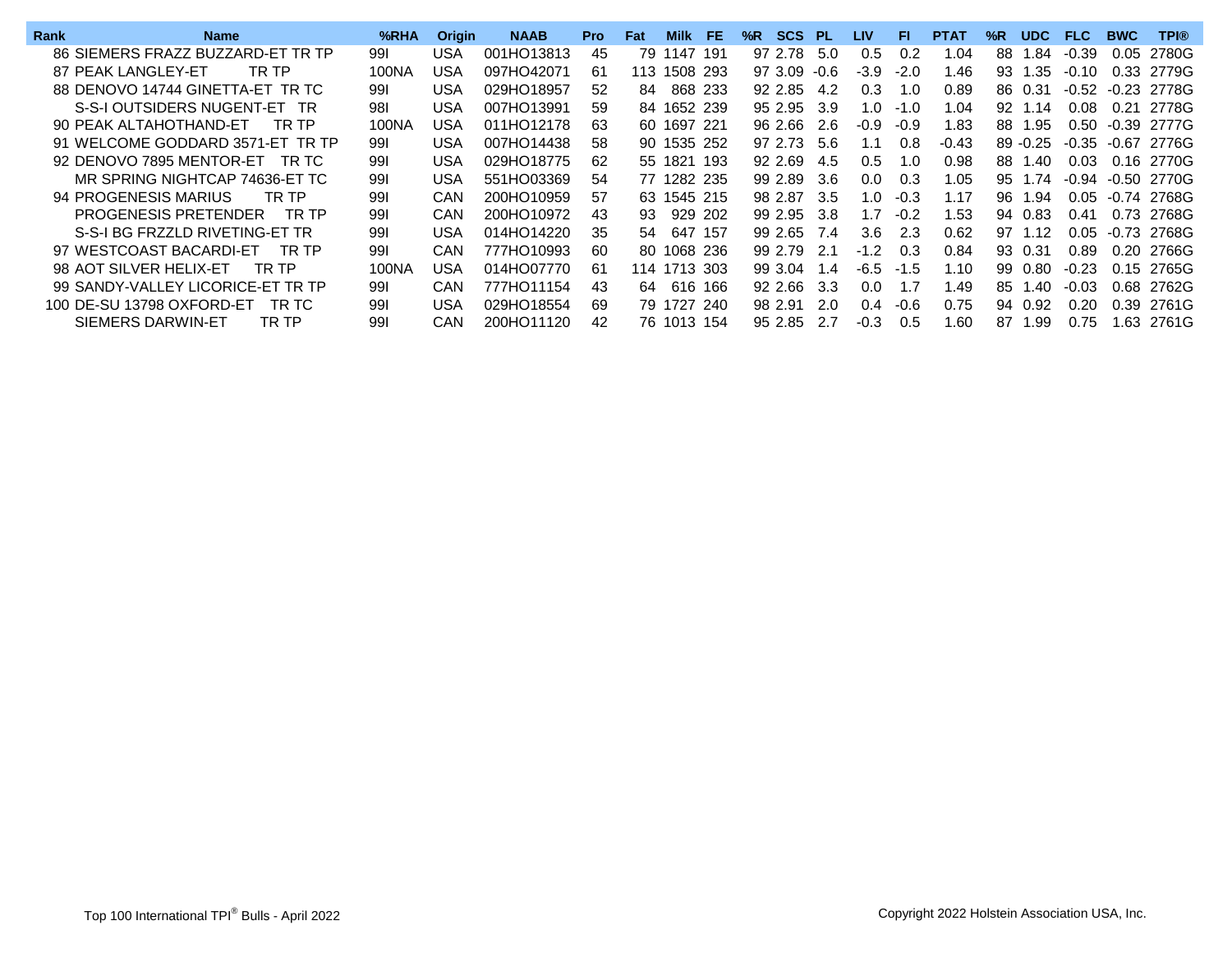| Rank | Name | %RHA | Origin | NAAB | Pro | Fat | Milk | FE | %R | SCS | PL | LIV | FI | PTAT | %R | UDC | FLC | BWC | TPI® |
|---|---|---|---|---|---|---|---|---|---|---|---|---|---|---|---|---|---|---|---|
| 86 | SIEMERS FRAZZ BUZZARD-ET TR TP | 99I | USA | 001HO13813 | 45 | 79 | 1147 | 191 | 97 | 2.78 | 5.0 | 0.5 | 0.2 | 1.04 | 88 | 1.84 | -0.39 | 0.05 | 2780G |
| 87 | PEAK LANGLEY-ET TR TP | 100NA | USA | 097HO42071 | 61 | 113 | 1508 | 293 | 97 | 3.09 | -0.6 | -3.9 | -2.0 | 1.46 | 93 | 1.35 | -0.10 | 0.33 | 2779G |
| 88 | DENOVO 14744 GINETTA-ET TR TC | 99I | USA | 029HO18957 | 52 | 84 | 868 | 233 | 92 | 2.85 | 4.2 | 0.3 | 1.0 | 0.89 | 86 | 0.31 | -0.52 | -0.23 | 2778G |
| | S-S-I OUTSIDERS NUGENT-ET TR | 98I | USA | 007HO13991 | 59 | 84 | 1652 | 239 | 95 | 2.95 | 3.9 | 1.0 | -1.0 | 1.04 | 92 | 1.14 | 0.08 | 0.21 | 2778G |
| 90 | PEAK ALTAHOTHAND-ET TR TP | 100NA | USA | 011HO12178 | 63 | 60 | 1697 | 221 | 96 | 2.66 | 2.6 | -0.9 | -0.9 | 1.83 | 88 | 1.95 | 0.50 | -0.39 | 2777G |
| 91 | WELCOME GODDARD 3571-ET TR TP | 99I | USA | 007HO14438 | 58 | 90 | 1535 | 252 | 97 | 2.73 | 5.6 | 1.1 | 0.8 | -0.43 | 89 | -0.25 | -0.35 | -0.67 | 2776G |
| 92 | DENOVO 7895 MENTOR-ET TR TC | 99I | USA | 029HO18775 | 62 | 55 | 1821 | 193 | 92 | 2.69 | 4.5 | 0.5 | 1.0 | 0.98 | 88 | 1.40 | 0.03 | 0.16 | 2770G |
| | MR SPRING NIGHTCAP 74636-ET TC | 99I | USA | 551HO03369 | 54 | 77 | 1282 | 235 | 99 | 2.89 | 3.6 | 0.0 | 0.3 | 1.05 | 95 | 1.74 | -0.94 | -0.50 | 2770G |
| 94 | PROGENESIS MARIUS TR TP | 99I | CAN | 200HO10959 | 57 | 63 | 1545 | 215 | 98 | 2.87 | 3.5 | 1.0 | -0.3 | 1.17 | 96 | 1.94 | 0.05 | -0.74 | 2768G |
| | PROGENESIS PRETENDER TR TP | 99I | CAN | 200HO10972 | 43 | 93 | 929 | 202 | 99 | 2.95 | 3.8 | 1.7 | -0.2 | 1.53 | 94 | 0.83 | 0.41 | 0.73 | 2768G |
| | S-S-I BG FRZZLD RIVETING-ET TR | 99I | USA | 014HO14220 | 35 | 54 | 647 | 157 | 99 | 2.65 | 7.4 | 3.6 | 2.3 | 0.62 | 97 | 1.12 | 0.05 | -0.73 | 2768G |
| 97 | WESTCOAST BACARDI-ET TR TP | 99I | CAN | 777HO10993 | 60 | 80 | 1068 | 236 | 99 | 2.79 | 2.1 | -1.2 | 0.3 | 0.84 | 93 | 0.31 | 0.89 | 0.20 | 2766G |
| 98 | AOT SILVER HELIX-ET TR TP | 100NA | USA | 014HO07770 | 61 | 114 | 1713 | 303 | 99 | 3.04 | 1.4 | -6.5 | -1.5 | 1.10 | 99 | 0.80 | -0.23 | 0.15 | 2765G |
| 99 | SANDY-VALLEY LICORICE-ET TR TP | 99I | CAN | 777HO11154 | 43 | 64 | 616 | 166 | 92 | 2.66 | 3.3 | 0.0 | 1.7 | 1.49 | 85 | 1.40 | -0.03 | 0.68 | 2762G |
| 100 | DE-SU 13798 OXFORD-ET TR TC | 99I | USA | 029HO18554 | 69 | 79 | 1727 | 240 | 98 | 2.91 | 2.0 | 0.4 | -0.6 | 0.75 | 94 | 0.92 | 0.20 | 0.39 | 2761G |
| | SIEMERS DARWIN-ET TR TP | 99I | CAN | 200HO11120 | 42 | 76 | 1013 | 154 | 95 | 2.85 | 2.7 | -0.3 | 0.5 | 1.60 | 87 | 1.99 | 0.75 | 1.63 | 2761G |